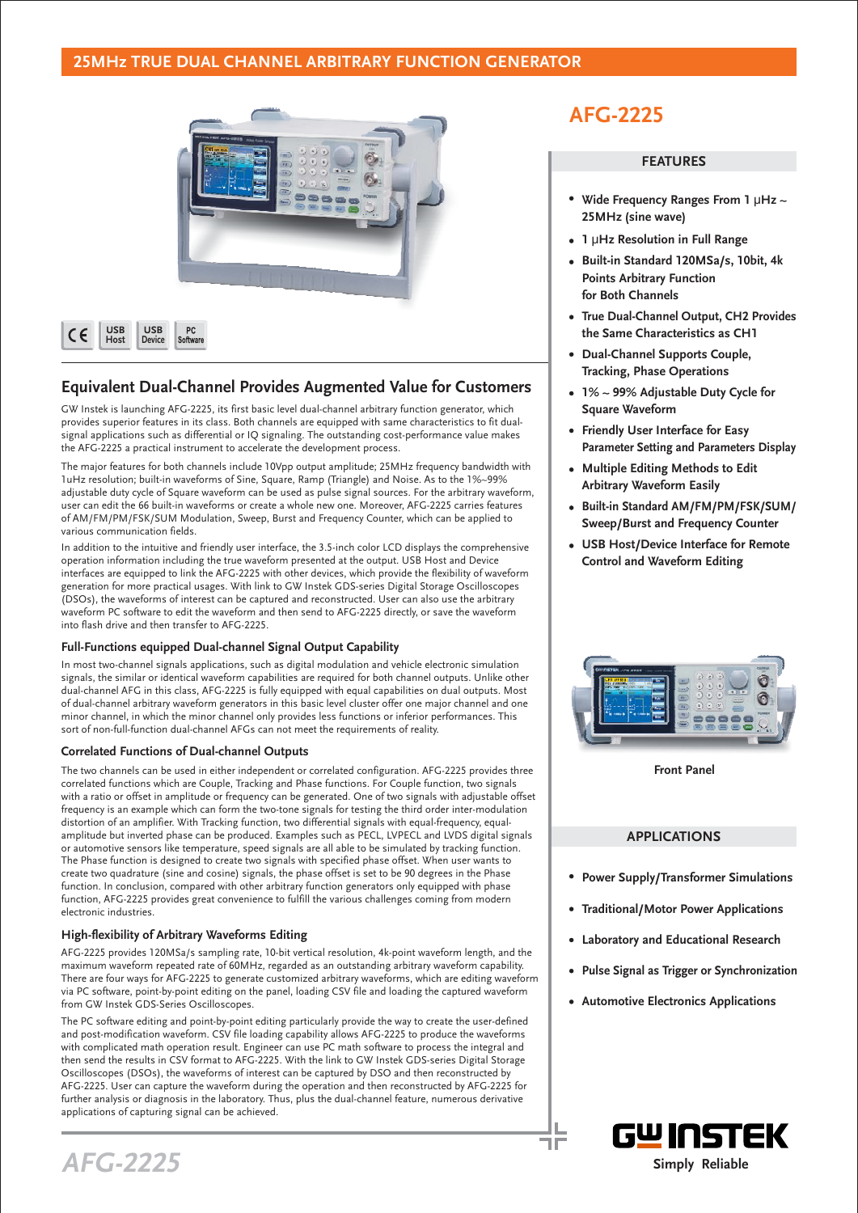## 25MHz TRUE DUAL CHANNEL ARBITRARY FUNCTION GENERATOR

# AFG-2225

USB Host | USB Device | PC Software

## Equivalent Dual-Channel Provides Augmented Value for Customers

GW Instek is launching AFG-2225, its first basic level dual-channel arbitrary function generator, which provides superior features in its class. Both channels are equipped with same characteristics to fit dual-signal applications such as differential or IQ signaling. The outstanding cost-performance value makes the AFG-2225 a practical instrument to accelerate the development process.

The major features for both channels include 10Vpp output amplitude; 25MHz frequency bandwidth with 1uHz resolution; built-in waveforms of Sine, Square, Ramp (Triangle) and Noise. As to the 1%~99% adjustable duty cycle of Square waveform can be used as pulse signal sources. For the arbitrary waveform, user can edit the 66 built-in waveforms or create a whole new one. Moreover, AFG-2225 carries features of AM/FM/PM/FSK/SUM Modulation, Sweep, Burst and Frequency Counter, which can be applied to various communication fields.

In addition to the intuitive and friendly user interface, the 3.5-inch color LCD displays the comprehensive operation information including the true waveform presented at the output. USB Host and Device interfaces are equipped to link the AFG-2225 with other devices, which provide the flexibility of waveform generation for more practical usages. With link to GW Instek GDS-series Digital Storage Oscilloscopes (DSOs), the waveforms of interest can be captured and reconstructed. User can also use the arbitrary waveform PC software to edit the waveform and then send to AFG-2225 directly, or save the waveform into flash drive and then transfer to AFG-2225.

### Full-Functions equipped Dual-channel Signal Output Capability

In most two-channel signals applications, such as digital modulation and vehicle electronic simulation signals, the similar or identical waveform capabilities are required for both channel outputs. Unlike other dual-channel AFG in this class, AFG-2225 is fully equipped with equal capabilities on dual outputs. Most of dual-channel arbitrary waveform generators in this basic level cluster offer one major channel and one minor channel, in which the minor channel only provides less functions or inferior performances. This sort of non-full-function dual-channel AFGs can not meet the requirements of reality.

### Correlated Functions of Dual-channel Outputs

The two channels can be used in either independent or correlated configuration. AFG-2225 provides three correlated functions which are Couple, Tracking and Phase functions. For Couple function, two signals with a ratio or offset in amplitude or frequency can be generated. One of two signals with adjustable offset frequency is an example which can form the two-tone signals for testing the third order inter-modulation distortion of an amplifier. With Tracking function, two differential signals with equal-frequency, equal-amplitude but inverted phase can be produced. Examples such as PECL, LVPECL and LVDS digital signals or automotive sensors like temperature, speed signals are all able to be simulated by tracking function. The Phase function is designed to create two signals with specified phase offset. When user wants to create two quadrature (sine and cosine) signals, the phase offset is set to be 90 degrees in the Phase function. In conclusion, compared with other arbitrary function generators only equipped with phase function, AFG-2225 provides great convenience to fulfill the various challenges coming from modern electronic industries.

### High-flexibility of Arbitrary Waveforms Editing

AFG-2225 provides 120MSa/s sampling rate, 10-bit vertical resolution, 4k-point waveform length, and the maximum waveform repeated rate of 60MHz, regarded as an outstanding arbitrary waveform capability. There are four ways for AFG-2225 to generate customized arbitrary waveforms, which are editing waveform via PC software, point-by-point editing on the panel, loading CSV file and loading the captured waveform from GW Instek GDS-Series Oscilloscopes.

The PC software editing and point-by-point editing particularly provide the way to create the user-defined and post-modification waveform. CSV file loading capability allows AFG-2225 to produce the waveforms with complicated math operation result. Engineer can use PC math software to process the integral and then send the results in CSV format to AFG-2225. With the link to GW Instek GDS-series Digital Storage Oscilloscopes (DSOs), the waveforms of interest can be captured by DSO and then reconstructed by AFG-2225. User can capture the waveform during the operation and then reconstructed by AFG-2225 for further analysis or diagnosis in the laboratory. Thus, plus the dual-channel feature, numerous derivative applications of capturing signal can be achieved.

### FEATURES

- **Wide Frequency Ranges From 1 μHz ~ 25MHz (sine wave)**
- **1 μHz Resolution in Full Range**
- **Built-in Standard 120MSa/s, 10bit, 4k Points Arbitrary Function for Both Channels**
- **True Dual-Channel Output, CH2 Provides the Same Characteristics as CH1**
- **Dual-Channel Supports Couple, Tracking, Phase Operations**
- **1% ~ 99% Adjustable Duty Cycle for Square Waveform**
- **Friendly User Interface for Easy Parameter Setting and Parameters Display**
- **Multiple Editing Methods to Edit Arbitrary Waveform Easily**
- **Built-in Standard AM/FM/PM/FSK/SUM/ Sweep/Burst and Frequency Counter**
- **USB Host/Device Interface for Remote Control and Waveform Editing**

Front Panel

### APPLICATIONS

- **Power Supply/Transformer Simulations**
- **Traditional/Motor Power Applications**
- **Laboratory and Educational Research**
- **Pulse Signal as Trigger or Synchronization**
- **Automotive Electronics Applications**

GW INSTEK
Simply Reliable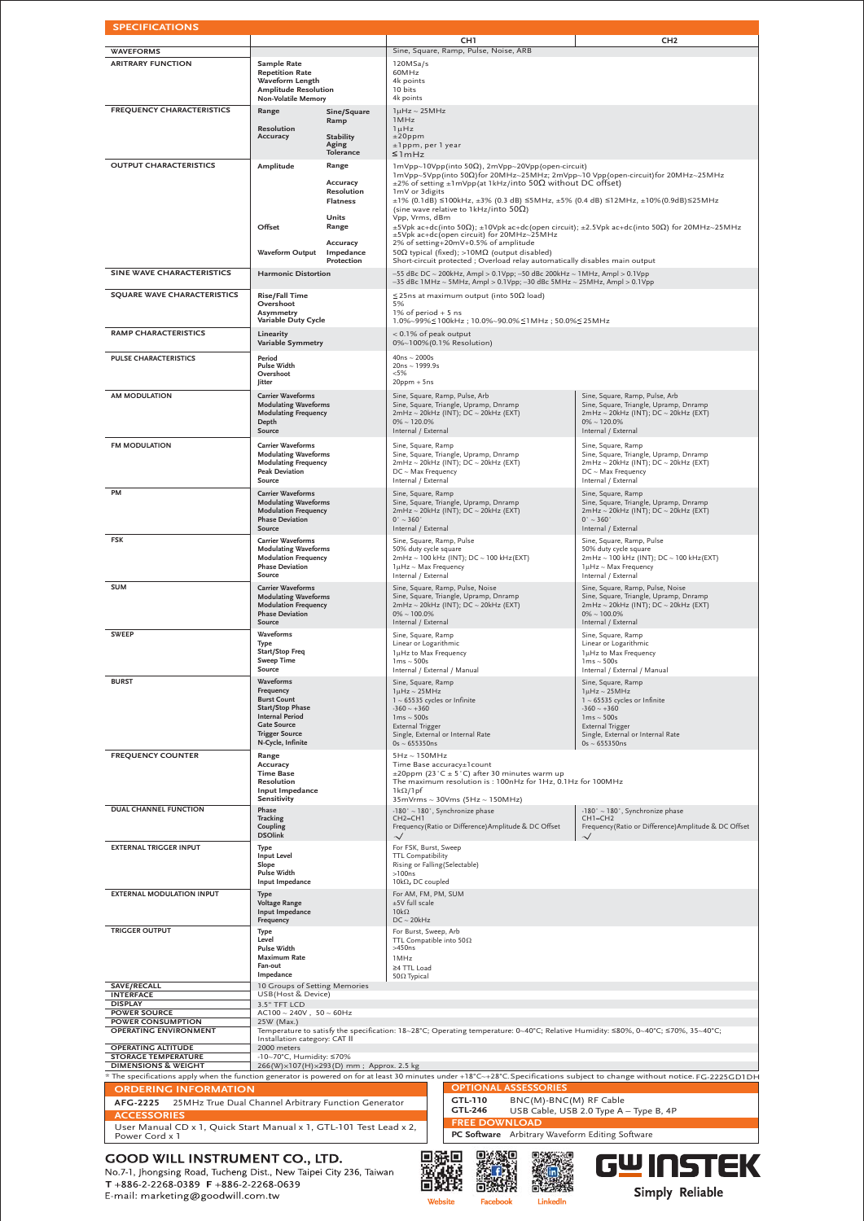## SPECIFICATIONS

| | | | CH1 | CH2 |
|---|---|---|---|---|
| WAVEFORMS | | | Sine, Square, Ramp, Pulse, Noise, ARB | |
| ARITRARY FUNCTION | Sample Rate | | 120MSa/s | |
| | Repetition Rate | | 60MHz | |
| | Waveform Length | | 4k points | |
| | Amplitude Resolution | | 10 bits | |
| | Non-Volatile Memory | | 4k points | |
| FREQUENCY CHARACTERISTICS | Range | Sine/Square | 1μHz ~ 25MHz | |
| | | Ramp | 1MHz | |
| | Resolution | | 1μHz | |
| | Accuracy | Stability | ±20ppm | |
| | | Aging | ±1ppm, per 1 year | |
| | | Tolerance | ≦1mHz | |
| OUTPUT CHARACTERISTICS | Amplitude | Range | 1mVpp~10Vpp(into 50Ω), 2mVpp~20Vpp(open-circuit) 1mVpp~5Vpp(into 50Ω)for 20MHz~25MHz; 2mVpp~10 Vpp(open-circuit)for 20MHz~25MHz | |
| | | Accuracy | ±2% of setting ±1mVpp(at 1kHz/into 50Ω without DC offset) | |
| | | Resolution | 1mV or 3digits | |
| | | Flatness | ±1% (0.1dB) ≤100kHz, ±3% (0.3 dB) ≤5MHz, ±5% (0.4 dB) ≤12MHz, ±10%(0.9dB)≤25MHz (sine wave relative to 1kHz/into 50Ω) | |
| | | Units | Vpp, Vrms, dBm | |
| | Offset | Range | ±5Vpk ac+dc(into 50Ω); ±10Vpk ac+dc(open circuit); ±2.5Vpk ac+dc(into 50Ω) for 20MHz~25MHz ±5Vpk ac+dc(open circuit) for 20MHz~25MHz | |
| | | Accuracy | 2% of setting+20mV+0.5% of amplitude | |
| | Waveform Output | Impedance | 50Ω typical (fixed); >10MΩ (output disabled) | |
| | | Protection | Short-circuit protected ; Overload relay automatically disables main output | |
| SINE WAVE CHARACTERISTICS | Harmonic Distortion | | –55 dBc DC ~ 200kHz, Ampl > 0.1Vpp; –50 dBc 200kHz ~ 1MHz, Ampl > 0.1Vpp –35 dBc 1MHz ~ 5MHz, Ampl > 0.1Vpp; –30 dBc 5MHz ~ 25MHz, Ampl > 0.1Vpp | |
| SQUARE WAVE CHARACTERISTICS | Rise/Fall Time | | ≤25ns at maximum output (into 50Ω load) | |
| | Overshoot | | 5% | |
| | Asymmetry | | 1% of period + 5 ns | |
| | Variable Duty Cycle | | 1.0%~99%≤100kHz ; 10.0%~90.0%≤1MHz ; 50.0%≤25MHz | |
| RAMP CHARACTERISTICS | Linearity | | < 0.1% of peak output | |
| | Variable Symmetry | | 0%~100%(0.1% Resolution) | |
| PULSE CHARACTERISTICS | Period | | 40ns ~ 2000s | |
| | Pulse Width | | 20ns ~ 1999.9s | |
| | Overshoot | | <5% | |
| | Jitter | | 20ppm + 5ns | |
| AM MODULATION | Carrier Waveforms | | Sine, Square, Ramp, Pulse, Arb | Sine, Square, Ramp, Pulse, Arb |
| | Modulating Waveforms | | Sine, Square, Triangle, Upramp, Dnramp | Sine, Square, Triangle, Upramp, Dnramp |
| | Modulating Frequency | | 2mHz ~ 20kHz (INT); DC ~ 20kHz (EXT) | 2mHz ~ 20kHz (INT); DC ~ 20kHz (EXT) |
| | Depth | | 0% ~ 120.0% | 0% ~ 120.0% |
| | Source | | Internal / External | Internal / External |
| FM MODULATION | Carrier Waveforms | | Sine, Square, Ramp | Sine, Square, Ramp |
| | Modulating Waveforms | | Sine, Square, Triangle, Upramp, Dnramp | Sine, Square, Triangle, Upramp, Dnramp |
| | Modulating Frequency | | 2mHz ~ 20kHz (INT); DC ~ 20kHz (EXT) | 2mHz ~ 20kHz (INT); DC ~ 20kHz (EXT) |
| | Peak Deviation | | DC ~ Max Frequency | DC ~ Max Frequency |
| | Source | | Internal / External | Internal / External |
| PM | Carrier Waveforms | | Sine, Square, Ramp | Sine, Square, Ramp |
| | Modulating Waveforms | | Sine, Square, Triangle, Upramp, Dnramp | Sine, Square, Triangle, Upramp, Dnramp |
| | Modulation Frequency | | 2mHz ~ 20kHz (INT); DC ~ 20kHz (EXT) | 2mHz ~ 20kHz (INT); DC ~ 20kHz (EXT) |
| | Phase Deviation | | 0° ~ 360° | 0° ~ 360° |
| | Source | | Internal / External | Internal / External |
| FSK | Carrier Waveforms | | Sine, Square, Ramp, Pulse | Sine, Square, Ramp, Pulse |
| | Modulating Waveforms | | 50% duty cycle square | 50% duty cycle square |
| | Modulation Frequency | | 2mHz ~ 100 kHz (INT); DC ~ 100 kHz(EXT) | 2mHz ~ 100 kHz (INT); DC ~ 100 kHz(EXT) |
| | Phase Deviation | | 1μHz ~ Max Frequency | 1μHz ~ Max Frequency |
| | Source | | Internal / External | Internal / External |
| SUM | Carrier Waveforms | | Sine, Square, Ramp, Pulse, Noise | Sine, Square, Ramp, Pulse, Noise |
| | Modulating Waveforms | | Sine, Square, Triangle, Upramp, Dnramp | Sine, Square, Triangle, Upramp, Dnramp |
| | Modulation Frequency | | 2mHz ~ 20kHz (INT); DC ~ 20kHz (EXT) | 2mHz ~ 20kHz (INT); DC ~ 20kHz (EXT) |
| | Phase Deviation | | 0% ~ 100.0% | 0% ~ 100.0% |
| | Source | | Internal / External | Internal / External |
| SWEEP | Waveforms | | Sine, Square, Ramp | Sine, Square, Ramp |
| | Type | | Linear or Logarithmic | Linear or Logarithmic |
| | Start/Stop Freq | | 1μHz to Max Frequency | 1μHz to Max Frequency |
| | Sweep Time | | 1ms ~ 500s | 1ms ~ 500s |
| | Source | | Internal / External / Manual | Internal / External / Manual |
| BURST | Waveforms | | Sine, Square, Ramp | Sine, Square, Ramp |
| | Frequency | | 1μHz ~ 25MHz | 1μHz ~ 25MHz |
| | Burst Count | | 1 ~ 65535 cycles or Infinite | 1 ~ 65535 cycles or Infinite |
| | Start/Stop Phase | | -360 ~ +360 | -360 ~ +360 |
| | Internal Period | | 1ms ~ 500s | 1ms ~ 500s |
| | Gate Source | | External Trigger | External Trigger |
| | Trigger Source | | Single, External or Internal Rate | Single, External or Internal Rate |
| | N-Cycle, Infinite | | 0s ~ 655350ns | 0s ~ 655350ns |
| FREQUENCY COUNTER | Range | | 5Hz ~ 150MHz | |
| | Accuracy | | Time Base accuracy±1count | |
| | Time Base | | ±20ppm (23°C ± 5°C) after 30 minutes warm up | |
| | Resolution | | The maximum resolution is : 100nHz for 1Hz, 0.1Hz for 100MHz | |
| | Input Impedance | | 1kΩ/1pf | |
| | Sensitivity | | 35mVrms ~ 30Vms (5Hz ~ 150MHz) | |
| DUAL CHANNEL FUNCTION | Phase | | -180° ~ 180°, Synchronize phase | -180° ~ 180°, Synchronize phase |
| | Tracking | | CH2=CH1 | CH1=CH2 |
| | Coupling | | Frequency(Ratio or Difference)Amplitude & DC Offset | Frequency(Ratio or Difference)Amplitude & DC Offset |
| | DSOlink | | √ | √ |
| EXTERNAL TRIGGER INPUT | Type | | For FSK, Burst, Sweep | |
| | Input Level | | TTL Compatibility | |
| | Slope | | Rising or Falling(Selectable) | |
| | Pulse Width | | >100ns | |
| | Input Impedance | | 10kΩ, DC coupled | |
| EXTERNAL MODULATION INPUT | Type | | For AM, FM, PM, SUM | |
| | Voltage Range | | ±5V full scale | |
| | Input Impedance | | 10kΩ | |
| | Frequency | | DC ~ 20kHz | |
| TRIGGER OUTPUT | Type | | For Burst, Sweep, Arb | |
| | Level | | TTL Compatible into 50Ω | |
| | Pulse Width | | >450ns | |
| | Maximum Rate | | 1MHz | |
| | Fan-out | | ≥4 TTL Load | |
| | Impedance | | 50Ω Typical | |
| SAVE/RECALL | 10 Groups of Setting Memories | | | |
| INTERFACE | USB(Host & Device) | | | |
| DISPLAY | 3.5" TFT LCD | | | |
| POWER SOURCE | AC100 ~ 240V , 50 ~ 60Hz | | | |
| POWER CONSUMPTION | 25W (Max.) | | | |
| OPERATING ENVIRONMENT | Temperature to satisfy the specification: 18~28°C; Operating temperature: 0~40°C; Relative Humidity: ≤80%, 0~40°C; ≤70%, 35~40°C; Installation category: CAT II | | | |
| OPERATING ALTITUDE | 2000 meters | | | |
| STORAGE TEMPERATURE | -10~70°C, Humidity: ≤70% | | | |
| DIMENSIONS & WEIGHT | 266(W)×107(H)×293(D) mm ; Approx. 2.5 kg | | | |

* The specifications apply when the function generator is powered on for at least 30 minutes under +18°C~+28°C.Specifications subject to change without notice. FG-2225GD1DH

## ORDERING INFORMATION

**AFG-2225** 25MHz True Dual Channel Arbitrary Function Generator

## ACCESSORIES

User Manual CD x 1, Quick Start Manual x 1, GTL-101 Test Lead x 2, Power Cord x 1

## OPTIONAL ASSESSORIES

**GTL-110** BNC(M)-BNC(M) RF Cable

**GTL-246** USB Cable, USB 2.0 Type A – Type B, 4P

## FREE DOWNLOAD

**PC Software** Arbitrary Waveform Editing Software

**GOOD WILL INSTRUMENT CO., LTD.**

No.7-1, Jhongsing Road, Tucheng Dist., New Taipei City 236, Taiwan

**T** +886-2-2268-0389 **F** +886-2-2268-0639

E-mail: marketing@goodwill.com.tw

Website Facebook LinkedIn

GW INSTEK Simply Reliable